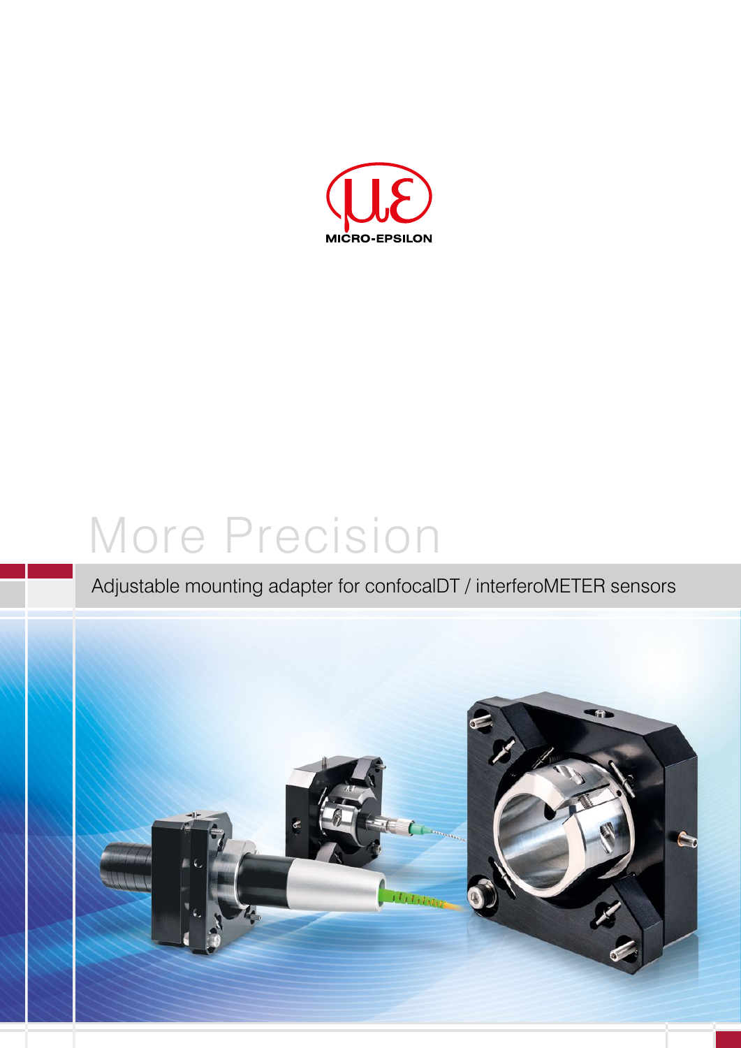MICRO-EPSILON

# More Precision

## Adjustable mounting adapter for confocalDT / interferoMETER sensors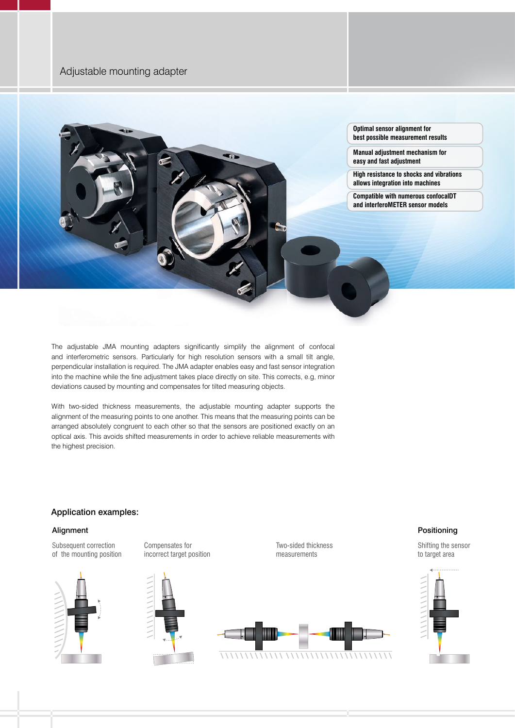# Adjustable mounting adapter

- **Optimal sensor alignment for best possible measurement results**
- **Manual adjustment mechanism for easy and fast adjustment**
- **High resistance to shocks and vibrations allows integration into machines**
- **Compatible with numerous confocalDT and interferoMETER sensor models**

The adjustable JMA mounting adapters significantly simplify the alignment of confocal and interferometric sensors. Particularly for high resolution sensors with a small tilt angle, perpendicular installation is required. The JMA adapter enables easy and fast sensor integration into the machine while the fine adjustment takes place directly on site. This corrects, e.g, minor deviations caused by mounting and compensates for tilted measuring objects.

With two-sided thickness measurements, the adjustable mounting adapter supports the alignment of the measuring points to one another. This means that the measuring points can be arranged absolutely congruent to each other so that the sensors are positioned exactly on an optical axis. This avoids shifted measurements in order to achieve reliable measurements with the highest precision.

## Application examples:

### Alignment

Subsequent correction of the mounting position

Compensates for incorrect target position

Two-sided thickness measurements

### Positioning

Shifting the sensor to target area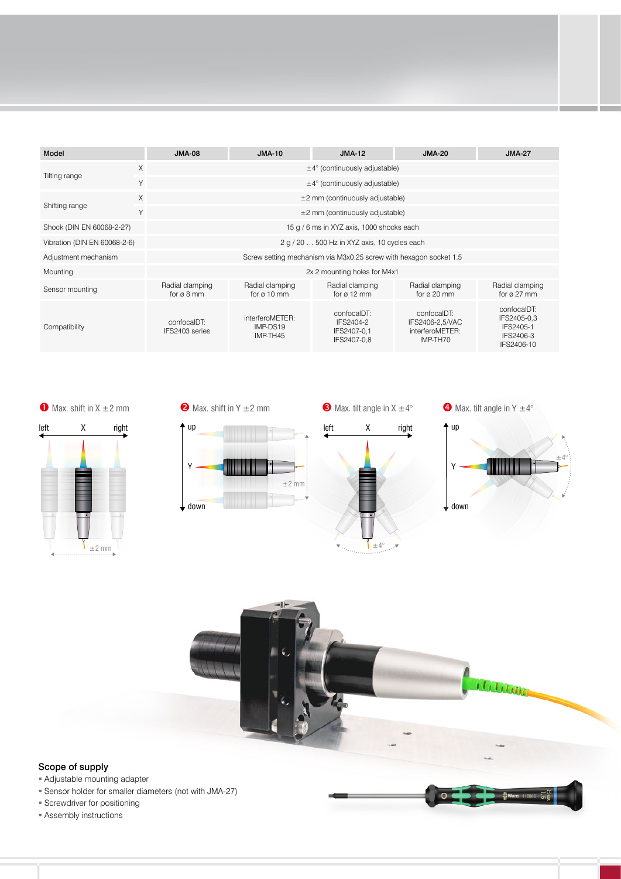| Model | | JMA-08 | JMA-10 | JMA-12 | JMA-20 | JMA-27 |
|---|---|---|---|---|---|---|
| Tilting range | X | ±4° (continuously adjustable) | | | | |
| | Y | ±4° (continuously adjustable) | | | | |
| Shifting range | X | ±2 mm (continuously adjustable) | | | | |
| | Y | ±2 mm (continuously adjustable) | | | | |
| Shock (DIN EN 60068-2-27) | | 15 g / 6 ms in XYZ axis, 1000 shocks each | | | | |
| Vibration (DIN EN 60068-2-6) | | 2 g / 20 … 500 Hz in XYZ axis, 10 cycles each | | | | |
| Adjustment mechanism | | Screw setting mechanism via M3x0.25 screw with hexagon socket 1.5 | | | | |
| Mounting | | 2x 2 mounting holes for M4x1 | | | | |
| Sensor mounting | | Radial clamping for ø 8 mm | Radial clamping for ø 10 mm | Radial clamping for ø 12 mm | Radial clamping for ø 20 mm | Radial clamping for ø 27 mm |
| Compatibility | | confocalDT: IFS2403 series | interferoMETER: IMP-DS19 IMP-TH45 | confocalDT: IFS2404-2 IFS2407-0,1 IFS2407-0,8 | confocalDT: IFS2406-2,5/VAC interferoMETER: IMP-TH70 | confocalDT: IFS2405-0,3 IFS2405-1 IFS2406-3 IFS2406-10 |

❶ Max. shift in X ±2 mm

❷ Max. shift in Y ±2 mm

❸ Max. tilt angle in X ±4°

❹ Max. tilt angle in Y ±4°

## Scope of supply

- Adjustable mounting adapter
- Sensor holder for smaller diameters (not with JMA-27)
- Screwdriver for positioning
- Assembly instructions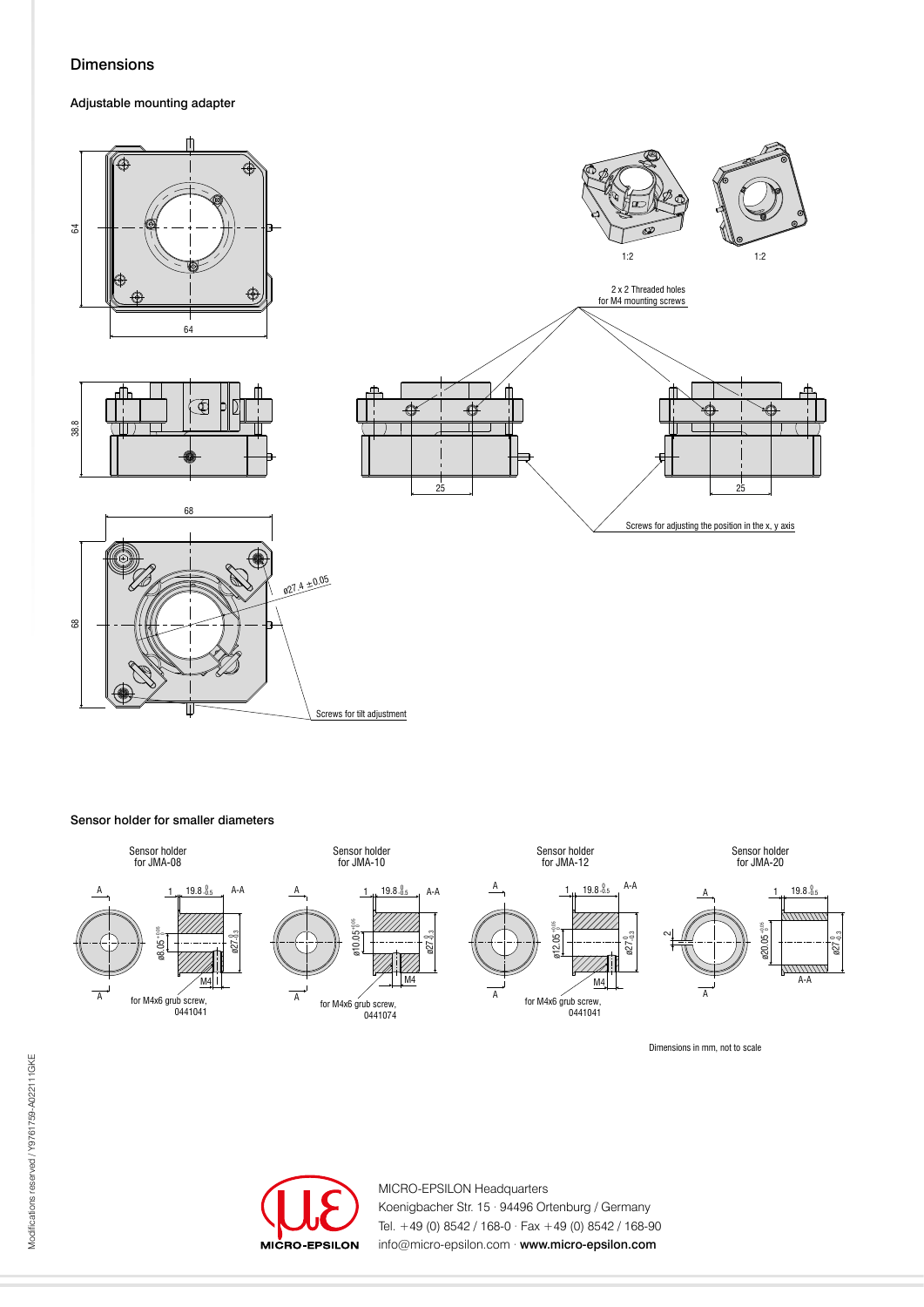## Dimensions

### Adjustable mounting adapter

64

64

1:2

1:2

2 x 2 Threaded holes for M4 mounting screws

38.8

25

25

68

68

ø27.4 ±0.05

Screws for adjusting the position in the x, y axis

Screws for tilt adjustment

### Sensor holder for smaller diameters

Sensor holder for JMA-08

Sensor holder for JMA-10

Sensor holder for JMA-12

Sensor holder for JMA-20

A-A

1

19.8 $^{0}_{-0.5}$

ø8.05 $^{+0.05}_{0}$

ø27 $^{0}_{-0.3}$

M4

for M4x6 grub screw, 0441041

ø10.05 $^{+0.05}_{0}$

for M4x6 grub screw, 0441074

ø12.05 $^{+0.05}_{0}$

for M4x6 grub screw, 0441041

2

ø20.05 $^{+0.05}_{0}$

Dimensions in mm, not to scale

Modifications reserved / Y9761759-A022111GKE

MICRO-EPSILON Headquarters
Koenigbacher Str. 15 · 94496 Ortenburg / Germany
Tel. +49 (0) 8542 / 168-0 · Fax +49 (0) 8542 / 168-90
info@micro-epsilon.com · **www.micro-epsilon.com**